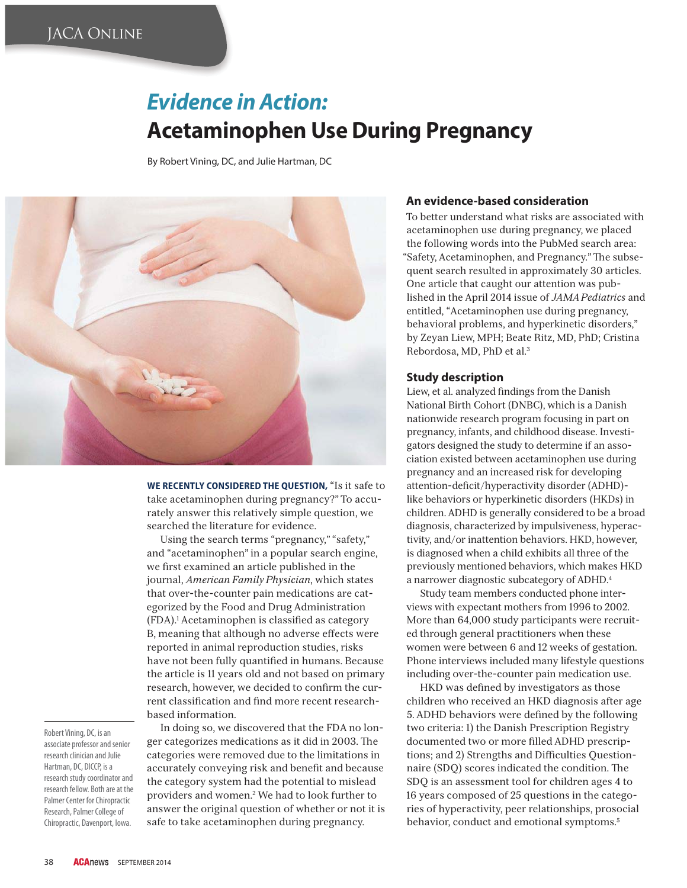# *Evidence in Action:* Acetaminophen Use During Pregnancy

By Robert Vining, DC, and Julie Hartman, DC

**WE RECENTLY CONSIDERED THE QUESTION,** "Is it safe to take acetaminophen during pregnancy?" To accurately answer this relatively simple question, we searched the literature for evidence.

Using the search terms "pregnancy," "safety," and "acetaminophen" in a popular search engine, we first examined an article published in the journal, *American Family Physician*, which states that over-the-counter pain medications are categorized by the Food and Drug Administration (FDA).[1] Acetaminophen is classified as category B, meaning that although no adverse effects were reported in animal reproduction studies, risks have not been fully quantified in humans. Because the article is 11 years old and not based on primary research, however, we decided to confirm the current classification and find more recent research-based information.

In doing so, we discovered that the FDA no longer categorizes medications as it did in 2003. The categories were removed due to the limitations in accurately conveying risk and benefit and because the category system had the potential to mislead providers and women.[2] We had to look further to answer the original question of whether or not it is safe to take acetaminophen during pregnancy.

Robert Vining, DC, is an associate professor and senior research clinician and Julie Hartman, DC, DICCP, is a research study coordinator and research fellow. Both are at the Palmer Center for Chiropractic Research, Palmer College of Chiropractic, Davenport, Iowa.

## An evidence-based consideration

To better understand what risks are associated with acetaminophen use during pregnancy, we placed the following words into the PubMed search area: "Safety, Acetaminophen, and Pregnancy." The subsequent search resulted in approximately 30 articles. One article that caught our attention was published in the April 2014 issue of *JAMA Pediatrics* and entitled, "Acetaminophen use during pregnancy, behavioral problems, and hyperkinetic disorders," by Zeyan Liew, MPH; Beate Ritz, MD, PhD; Cristina Rebordosa, MD, PhD et al.[3]

## Study description

Liew, et al. analyzed findings from the Danish National Birth Cohort (DNBC), which is a Danish nationwide research program focusing in part on pregnancy, infants, and childhood disease. Investigators designed the study to determine if an association existed between acetaminophen use during pregnancy and an increased risk for developing attention-deficit/hyperactivity disorder (ADHD)-like behaviors or hyperkinetic disorders (HKDs) in children. ADHD is generally considered to be a broad diagnosis, characterized by impulsiveness, hyperactivity, and/or inattention behaviors. HKD, however, is diagnosed when a child exhibits all three of the previously mentioned behaviors, which makes HKD a narrower diagnostic subcategory of ADHD.[4]

Study team members conducted phone interviews with expectant mothers from 1996 to 2002. More than 64,000 study participants were recruited through general practitioners when these women were between 6 and 12 weeks of gestation. Phone interviews included many lifestyle questions including over-the-counter pain medication use.

HKD was defined by investigators as those children who received an HKD diagnosis after age 5. ADHD behaviors were defined by the following two criteria: 1) the Danish Prescription Registry documented two or more filled ADHD prescriptions; and 2) Strengths and Difficulties Questionnaire (SDQ) scores indicated the condition. The SDQ is an assessment tool for children ages 4 to 16 years composed of 25 questions in the categories of hyperactivity, peer relationships, prosocial behavior, conduct and emotional symptoms.[5]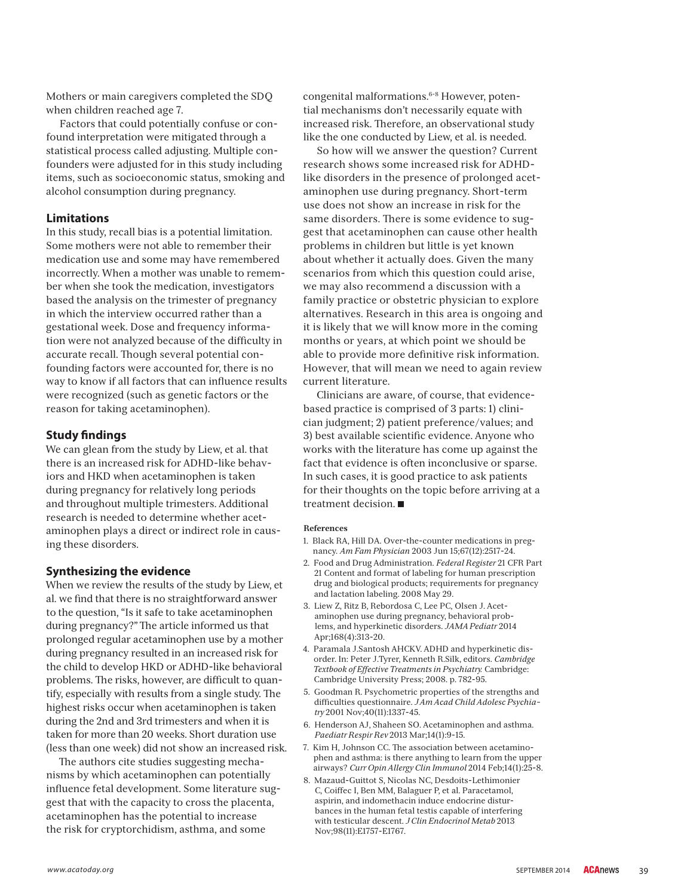Mothers or main caregivers completed the SDQ when children reached age 7.

Factors that could potentially confuse or confound interpretation were mitigated through a statistical process called adjusting. Multiple confounders were adjusted for in this study including items, such as socioeconomic status, smoking and alcohol consumption during pregnancy.

### Limitations

In this study, recall bias is a potential limitation. Some mothers were not able to remember their medication use and some may have remembered incorrectly. When a mother was unable to remember when she took the medication, investigators based the analysis on the trimester of pregnancy in which the interview occurred rather than a gestational week. Dose and frequency information were not analyzed because of the difficulty in accurate recall. Though several potential confounding factors were accounted for, there is no way to know if all factors that can influence results were recognized (such as genetic factors or the reason for taking acetaminophen).

### Study findings

We can glean from the study by Liew, et al. that there is an increased risk for ADHD-like behaviors and HKD when acetaminophen is taken during pregnancy for relatively long periods and throughout multiple trimesters. Additional research is needed to determine whether acetaminophen plays a direct or indirect role in causing these disorders.

### Synthesizing the evidence

When we review the results of the study by Liew, et al. we find that there is no straightforward answer to the question, "Is it safe to take acetaminophen during pregnancy?" The article informed us that prolonged regular acetaminophen use by a mother during pregnancy resulted in an increased risk for the child to develop HKD or ADHD-like behavioral problems. The risks, however, are difficult to quantify, especially with results from a single study. The highest risks occur when acetaminophen is taken during the 2nd and 3rd trimesters and when it is taken for more than 20 weeks. Short duration use (less than one week) did not show an increased risk.

The authors cite studies suggesting mechanisms by which acetaminophen can potentially influence fetal development. Some literature suggest that with the capacity to cross the placenta, acetaminophen has the potential to increase the risk for cryptorchidism, asthma, and some congenital malformations.[6-8] However, potential mechanisms don't necessarily equate with increased risk. Therefore, an observational study like the one conducted by Liew, et al. is needed.

So how will we answer the question? Current research shows some increased risk for ADHD-like disorders in the presence of prolonged acetaminophen use during pregnancy. Short-term use does not show an increase in risk for the same disorders. There is some evidence to suggest that acetaminophen can cause other health problems in children but little is yet known about whether it actually does. Given the many scenarios from which this question could arise, we may also recommend a discussion with a family practice or obstetric physician to explore alternatives. Research in this area is ongoing and it is likely that we will know more in the coming months or years, at which point we should be able to provide more definitive risk information. However, that will mean we need to again review current literature.

Clinicians are aware, of course, that evidence-based practice is comprised of 3 parts: 1) clinician judgment; 2) patient preference/values; and 3) best available scientific evidence. Anyone who works with the literature has come up against the fact that evidence is often inconclusive or sparse. In such cases, it is good practice to ask patients for their thoughts on the topic before arriving at a treatment decision. ■

#### References

1. Black RA, Hill DA. Over-the-counter medications in pregnancy. *Am Fam Physician* 2003 Jun 15;67(12):2517-24.
2. Food and Drug Administration. *Federal Register* 21 CFR Part 21 Content and format of labeling for human prescription drug and biological products; requirements for pregnancy and lactation labeling. 2008 May 29.
3. Liew Z, Ritz B, Rebordosa C, Lee PC, Olsen J. Acetaminophen use during pregnancy, behavioral problems, and hyperkinetic disorders. *JAMA Pediatr* 2014 Apr;168(4):313-20.
4. Paramala J.Santosh AHCKV. ADHD and hyperkinetic disorder. In: Peter J.Tyrer, Kenneth R.Silk, editors. *Cambridge Textbook of Effective Treatments in Psychiatry.* Cambridge: Cambridge University Press; 2008. p. 782-95.
5. Goodman R. Psychometric properties of the strengths and difficulties questionnaire. *J Am Acad Child Adolesc Psychiatry* 2001 Nov;40(11):1337-45.
6. Henderson AJ, Shaheen SO. Acetaminophen and asthma. *Paediatr Respir Rev* 2013 Mar;14(1):9-15.
7. Kim H, Johnson CC. The association between acetaminophen and asthma: is there anything to learn from the upper airways? *Curr Opin Allergy Clin Immunol* 2014 Feb;14(1):25-8.
8. Mazaud-Guittot S, Nicolas NC, Desdoits-Lethimonier C, Coiffec I, Ben MM, Balaguer P, et al. Paracetamol, aspirin, and indomethacin induce endocrine disturbances in the human fetal testis capable of interfering with testicular descent. *J Clin Endocrinol Metab* 2013 Nov;98(11):E1757-E1767.